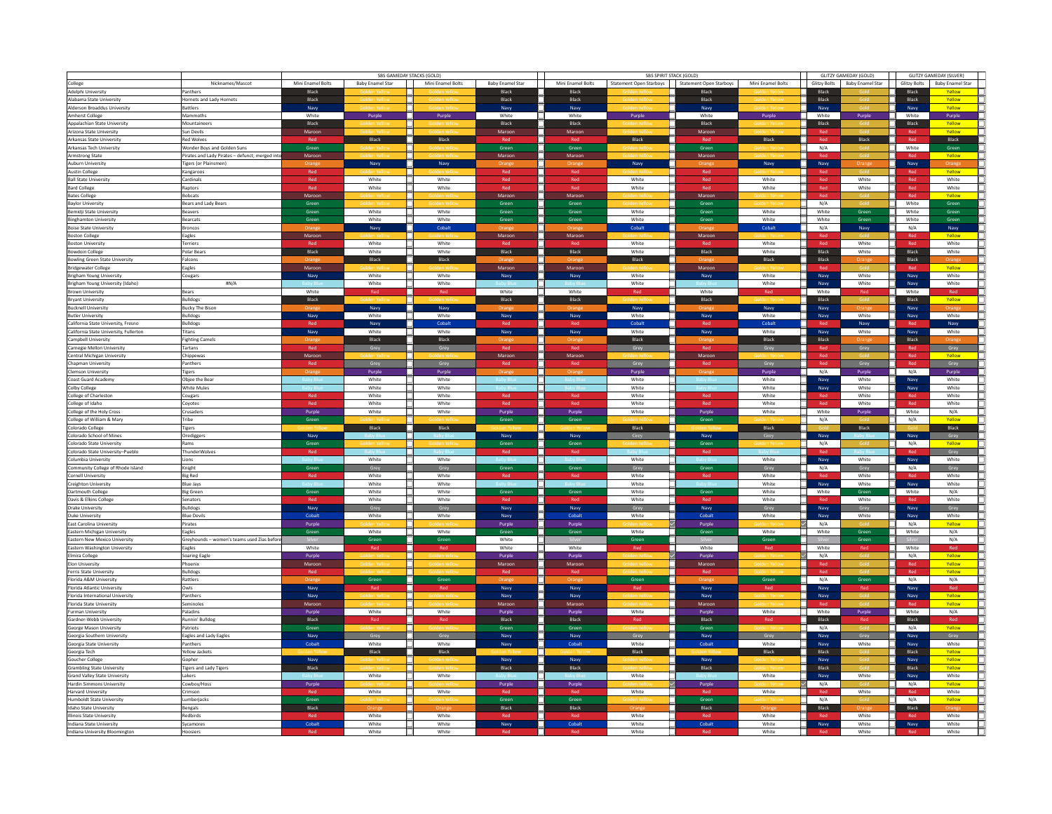| College | Nicknames/Mascot | SBS GAMEDAY STACKS (GOLD) | | | | SBS SPIRIT STACK (GOLD) | | | | GLITZY GAMEDAY (GOLD) | | GLITZY GAMEDAY (SILVER) | |
|---|---|---|---|---|---|---|---|---|---|---|---|---|---|
| | | Mini Enamel Bolts | Baby Enamel Star | Mini Enamel Bolts | Baby Enamel Star | Mini Enamel Bolts | Statement Open Starboys | Statement Open Starboys | Mini Enamel Bolts | Glitzy Bolts | Baby Enamel Star | Glitzy Bolts | Baby Enamel Star |
| Adelphi University | Panthers | Black | Golden Yellow | Golden Yellow | Black | Black | Golden Yellow | Black | Golden Yellow | Black | Gold | Black | Yellow |
| Alabama State University | Hornets and Lady Hornets | Black | Golden Yellow | Golden Yellow | Black | Black | Golden Yellow | Black | Golden Yellow | Black | Gold | Black | Yellow |
| Alderson Broaddus University | Battlers | Navy | Golden Yellow | Golden Yellow | Navy | Navy | Golden Yellow | Navy | Golden Yellow | Navy | Gold | Navy | Yellow |
| Amherst College | Mammoths | White | Purple | Purple | White | White | Purple | White | Purple | White | Purple | White | Purple |
| Appalachian State University | Mountaineers | Black | Golden Yellow | Golden Yellow | Black | Black | Golden Yellow | Black | Golden Yellow | Black | Gold | Black | Yellow |
| Arizona State University | Sun Devils | Maroon | Golden Yellow | Golden Yellow | Maroon | Maroon | Golden Yellow | Maroon | Golden Yellow | Red | Gold | Red | Yellow |
| Arkansas State University | Red Wolves | Red | Black | Black | Red | Red | Black | Red | Black | Red | Black | Red | Black |
| Arkansas Tech University | Wonder Boys and Golden Suns | Green | Golden Yellow | Golden Yellow | Green | Green | Golden Yellow | Green | Golden Yellow | N/A | Gold | White | Green |
| Armstrong State | Pirates and Lady Pirates – defunct; merged into | Maroon | Golden Yellow | Golden Yellow | Maroon | Maroon | Golden Yellow | Maroon | Golden Yellow | Red | Gold | Red | Yellow |
| Auburn University | Tigers (or Plainsmen) | Orange | Navy | Navy | Orange | Orange | Navy | Orange | Navy | Navy | Orange | Navy | Orange |
| Austin College | Kangaroos | Red | Golden Yellow | Golden Yellow | Red | Red | Golden Yellow | Red | Golden Yellow | Red | Gold | Red | Yellow |
| Ball State University | Cardinals | Red | White | White | Red | Red | White | Red | White | Red | White | Red | White |
| Bard College | Raptors | Red | White | White | Red | Red | White | Red | White | Red | White | Red | White |
| Bates College | Bobcats | Maroon | Golden Yellow | Golden Yellow | Maroon | Maroon | Golden Yellow | Maroon | Golden Yellow | Red | Gold | Red | Yellow |
| Baylor University | Bears and Lady Bears | Green | Golden Yellow | Golden Yellow | Green | Green | Golden Yellow | Green | Golden Yellow | N/A | Gold | White | Green |
| Bemidji State University | Beavers | Green | White | White | Green | Green | White | Green | White | White | Green | White | Green |
| Binghamton University | Bearcats | Green | White | White | Green | Green | White | Green | White | White | Green | White | Green |
| Boise State University | Broncos | Orange | Navy | Cobalt | Orange | Orange | Cobalt | Orange | Cobalt | N/A | Navy | N/A | Navy |
| Boston College | Eagles | Maroon | Golden Yellow | Golden Yellow | Maroon | Maroon | Golden Yellow | Maroon | Golden Yellow | Red | Gold | Red | Yellow |
| Boston University | Terriers | Red | White | White | Red | Red | White | Red | White | Red | White | Red | White |
| Bowdoin College | Polar Bears | Black | White | White | Black | Black | White | Black | White | Black | White | Black | White |
| Bowling Green State University | Falcons | Orange | Black | Black | Orange | Orange | Black | Orange | Black | Black | Orange | Black | Orange |
| Bridgewater College | Eagles | Maroon | Golden Yellow | Golden Yellow | Maroon | Maroon | Golden Yellow | Maroon | Golden Yellow | Red | Gold | Red | Yellow |
| Brigham Young University | Cougars | Navy | White | White | Navy | Navy | White | Navy | White | Navy | White | Navy | White |
| Brigham Young University (Idaho) | #N/A | Baby Blue | White | White | Baby Blue | Baby Blue | White | Baby Blue | White | Navy | White | Navy | White |
| Brown University | Bears | White | Red | Red | White | White | Red | White | Red | White | Red | White | Red |
| Bryant University | Bulldogs | Black | Golden Yellow | Golden Yellow | Black | Black | Golden Yellow | Black | Golden Yellow | Black | Gold | Black | Yellow |
| Bucknell University | Bucky The Bison | Orange | Navy | Navy | Orange | Orange | Navy | Orange | Navy | Navy | Orange | Navy | Orange |
| Butler University | Bulldogs | Navy | White | White | Navy | Navy | White | Navy | White | Navy | White | Navy | White |
| California State University, Fresno | Bulldogs | Red | Navy | Cobalt | Red | Red | Cobalt | Red | Cobalt | Red | Navy | Red | Navy |
| California State University, Fullerton | Titans | Navy | White | White | Navy | Navy | White | Navy | White | Navy | White | Navy | White |
| Campbell University | Fighting Camels | Orange | Black | Black | Orange | Orange | Black | Orange | Black | Black | Orange | Black | Orange |
| Carnegie Mellon University | Tartans | Red | Grey | Grey | Red | Red | Grey | Red | Grey | Red | Grey | Red | Grey |
| Central Michigan University | Chippewas | Maroon | Golden Yellow | Golden Yellow | Maroon | Maroon | Golden Yellow | Maroon | Golden Yellow | Red | Gold | Red | Yellow |
| Chapman University | Panthers | Red | Grey | Grey | Red | Red | Grey | Red | Grey | Red | Grey | Red | Grey |
| Clemson University | Tigers | Orange | Purple | Purple | Orange | Orange | Purple | Orange | Purple | N/A | Purple | N/A | Purple |
| Coast Guard Academy | Objee the Bear | Baby Blue | White | White | Baby Blue | Baby Blue | White | Baby Blue | White | Navy | White | Navy | White |
| Colby College | White Mules | Baby Blue | White | White | Baby Blue | Baby Blue | White | Baby Blue | White | Navy | White | Navy | White |
| College of Charleston | Cougars | Red | White | White | Red | Red | White | Red | White | Red | White | Red | White |
| College of Idaho | Coyotes | Red | White | White | Red | Red | White | Red | White | Red | White | Red | White |
| College of the Holy Cross | Crusaders | Purple | White | White | Purple | Purple | White | Purple | White | White | Purple | White | N/A |
| College of William & Mary | Tribe | Green | Golden Yellow | Golden Yellow | Green | Green | Golden Yellow | Green | Golden Yellow | N/A | Gold | N/A | Yellow |
| Colorado College | Tigers | Golden Yellow | Black | Black | Golden Yellow | Golden Yellow | Black | Golden Yellow | Black | Gold | Black | Gold | Black |
| Colorado School of Mines | Orediggers | Navy | Baby Blue | Baby Blue | Navy | Navy | Grey | Navy | Grey | Navy | Baby Blue | Navy | Grey |
| Colorado State University | Rams | Green | Golden Yellow | Golden Yellow | Green | Green | Golden Yellow | Green | Golden Yellow | N/A | Gold | N/A | Yellow |
| Colorado State University–Pueblo | ThunderWolves | Red | Baby Blue | Baby Blue | Red | Red | Baby Blue | Red | Baby Blue | Red | Baby Blue | Red | Grey |
| Columbia University | Lions | Baby Blue | White | White | Baby Blue | Baby Blue | White | Baby Blue | White | Navy | White | Navy | White |
| Community College of Rhode Island | Knight | Green | Grey | Grey | Green | Green | Grey | Green | Grey | N/A | Grey | N/A | Grey |
| Cornell University | Big Red | Red | White | White | Red | Red | White | Red | White | Red | White | Red | White |
| Creighton University | Blue Jays | Baby Blue | White | White | Baby Blue | Baby Blue | White | Baby Blue | White | Navy | White | Navy | White |
| Dartmouth College | Big Green | Green | White | White | Green | Green | White | Green | White | White | Green | White | N/A |
| Davis & Elkins College | Senators | Red | White | White | Red | Red | White | Red | White | Red | White | Red | White |
| Drake University | Bulldogs | Navy | Grey | Grey | Navy | Navy | Grey | Navy | Grey | Navy | Grey | Navy | Grey |
| Duke University | Blue Devils | Cobalt | White | White | Navy | Cobalt | White | Cobalt | White | Navy | White | Navy | White |
| East Carolina University | Pirates | Purple | Golden Yellow | Golden Yellow | Purple | Purple | Golden Yellow | Purple | Golden Yellow | N/A | Gold | N/A | Yellow |
| Eastern Michigan University | Eagles | Green | White | White | Green | Green | White | Green | White | White | Green | White | N/A |
| Eastern New Mexico University | Greyhounds – women's teams used Zias before | Silver | Green | Green | White | Silver | Green | Silver | Green | Silver | Green | Silver | N/A |
| Eastern Washington University | Eagles | White | Red | Red | White | White | Red | White | Red | White | Red | White | Red |
| Elmira College | Soaring Eagle | Purple | Golden Yellow | Golden Yellow | Purple | Purple | Golden Yellow | Purple | Golden Yellow | N/A | Gold | N/A | Yellow |
| Elon University | Phoenix | Maroon | Golden Yellow | Golden Yellow | Maroon | Maroon | Golden Yellow | Maroon | Golden Yellow | Red | Gold | Red | Yellow |
| Ferris State University | Bulldogs | Red | Golden Yellow | Golden Yellow | Red | Red | Golden Yellow | Red | Golden Yellow | Red | Gold | Red | Yellow |
| Florida A&M University | Rattlers | Orange | Green | Green | Orange | Orange | Green | Orange | Green | N/A | Green | N/A | N/A |
| Florida Atlantic University | Owls | Navy | Red | Red | Navy | Navy | Red | Navy | Red | Navy | Red | Navy | Red |
| Florida International University | Panthers | Navy | Golden Yellow | Golden Yellow | Navy | Navy | Golden Yellow | Navy | Golden Yellow | Navy | Gold | Navy | Yellow |
| Florida State University | Seminoles | Maroon | Golden Yellow | Golden Yellow | Maroon | Maroon | Golden Yellow | Maroon | Golden Yellow | Red | Gold | Red | Yellow |
| Furman University | Paladins | Purple | White | White | Purple | Purple | White | Purple | White | White | Purple | White | N/A |
| Gardner-Webb University | Runnin' Bulldog | Black | Red | Red | Black | Black | Red | Black | Red | Black | Red | Black | Red |
| George Mason University | Patriots | Green | Golden Yellow | Golden Yellow | Green | Green | Golden Yellow | Green | Golden Yellow | N/A | Gold | N/A | Yellow |
| Georgia Southern University | Eagles and Lady Eagles | Navy | Grey | Grey | Navy | Navy | Grey | Navy | Grey | Navy | Grey | Navy | Grey |
| Georgia State University | Panthers | Cobalt | White | White | Navy | Cobalt | White | Cobalt | White | Navy | White | Navy | White |
| Georgia Tech | Yellow Jackets | Golden Yellow | Black | Black | Golden Yellow | Golden Yellow | Black | Golden Yellow | Black | Black | Gold | Black | Yellow |
| Goucher College | Gopher | Navy | Golden Yellow | Golden Yellow | Navy | Navy | Golden Yellow | Navy | Golden Yellow | Navy | Gold | Navy | Yellow |
| Grambling State University | Tigers and Lady Tigers | Black | Golden Yellow | Golden Yellow | Black | Black | Golden Yellow | Black | Golden Yellow | Black | Gold | Black | Yellow |
| Grand Valley State University | Lakers | Baby Blue | White | White | Baby Blue | Baby Blue | White | Baby Blue | White | Navy | White | Navy | White |
| Hardin Simmons University | Cowboy/Hoss | Purple | Golden Yellow | Golden Yellow | Purple | Purple | Golden Yellow | Purple | Golden Yellow | N/A | Gold | N/A | Yellow |
| Harvard University | Crimson | Red | White | White | Red | Red | White | Red | White | Red | White | Red | White |
| Humboldt State University | Lumberjacks | Green | Golden Yellow | Golden Yellow | Green | Green | Golden Yellow | Green | Golden Yellow | N/A | Gold | N/A | Yellow |
| Idaho State University | Bengals | Black | Orange | Orange | Black | Black | Orange | Black | Orange | Black | Orange | Black | Orange |
| Illinois State University | Redbirds | Red | White | White | Red | Red | White | Red | White | Red | White | Red | White |
| Indiana State University | Sycamores | Cobalt | White | White | Navy | Cobalt | White | Cobalt | White | Navy | White | Navy | White |
| Indiana University Bloomington | Hoosiers | Red | White | White | Red | Red | White | Red | White | Red | White | Red | White |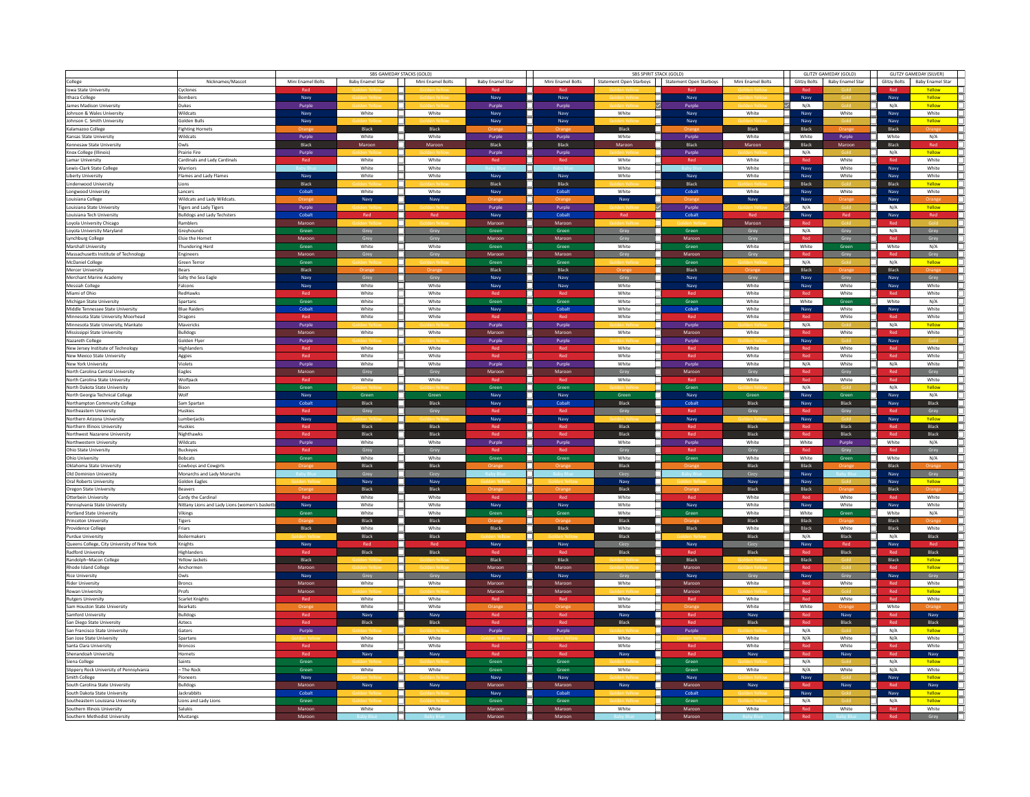| | | SBS GAMEDAY STACKS (GOLD) | | | | SBS SPIRIT STACK (GOLD) | | | | GLITZY GAMEDAY (GOLD) | | GLITZY GAMEDAY (SILVER) | |
|---|---|---|---|---|---|---|---|---|---|---|---|---|---|
| College | Nicknames/Mascot | Mini Enamel Bolts | Baby Enamel Star | Mini Enamel Bolts | Baby Enamel Star | Mini Enamel Bolts | Statement Open Starboys | Statement Open Starboys | Mini Enamel Bolts | Glitzy Bolts | Baby Enamel Star | Glitzy Bolts | Baby Enamel Star |
| Iowa State University | Cyclones | Red | Golden Yellow | Golden Yellow | Red | Red | Golden Yellow | Red | Golden Yellow | Red | Gold | Red | Yellow |
| Ithaca College | Bombers | Navy | Golden Yellow | Golden Yellow | Navy | Navy | Golden Yellow | Navy | Golden Yellow | Navy | Gold | Navy | Yellow |
| James Madison University | Dukes | Purple | Golden Yellow | Golden Yellow | Purple | Purple | Golden Yellow | Purple | Golden Yellow | N/A | Gold | N/A | Yellow |
| Johnson & Wales University | Wildcats | Navy | White | White | Navy | Navy | White | Navy | White | Navy | White | Navy | White |
| Johnson C. Smith University | Golden Bulls | Navy | Golden Yellow | Golden Yellow | Navy | Navy | Golden Yellow | Navy | Golden Yellow | Navy | Gold | Navy | Yellow |
| Kalamazoo College | Fighting Hornets | Orange | Black | Black | Orange | Orange | Black | Orange | Black | Black | Orange | Black | Orange |
| Kansas State University | Wildcats | Purple | White | White | Purple | Purple | White | Purple | White | White | Purple | White | N/A |
| Kennesaw State University | Owls | Black | Maroon | Maroon | Black | Black | Maroon | Black | Maroon | Black | Maroon | Black | Red |
| Knox College (Illinois) | Prairie Fire | Purple | Golden Yellow | Golden Yellow | Purple | Purple | Golden Yellow | Purple | Golden Yellow | N/A | Gold | N/A | Yellow |
| Lamar University | Cardinals and Lady Cardinals | Red | White | White | Red | Red | White | Red | White | Red | White | Red | White |
| Lewis-Clark State College | Warriors | Baby Blue | White | White | Baby Blue | Baby Blue | White | Baby Blue | White | Navy | White | Navy | White |
| Liberty University | Flames and Lady Flames | Navy | White | White | Navy | Navy | White | Navy | White | Navy | White | Navy | White |
| Lindenwood University | Lions | Black | Golden Yellow | Golden Yellow | Black | Black | Golden Yellow | Black | Golden Yellow | Black | Gold | Black | Yellow |
| Longwood University | Lancers | Cobalt | White | White | Navy | Cobalt | White | Cobalt | White | Navy | White | Navy | White |
| Louisiana College | Wildcats and Lady Wildcats. | Orange | Navy | Navy | Orange | Orange | Navy | Orange | Navy | Navy | Orange | Navy | Orange |
| Louisiana State University | Tigers and Lady Tigers | Purple | Golden Yellow | Golden Yellow | Purple | Purple | Golden Yellow | Purple | Golden Yellow | N/A | Gold | N/A | Yellow |
| Louisiana Tech University | Bulldogs and Lady Techsters | Cobalt | Red | Red | Navy | Cobalt | Red | Cobalt | Red | Navy | Red | Navy | Red |
| Loyola University Chicago | Ramblers | Maroon | Golden Yellow | Golden Yellow | Maroon | Maroon | Golden Yellow | Golden Yellow | Maroon | Red | Gold | Red | Gold |
| Loyola University Maryland | Greyhounds | Green | Grey | Grey | Green | Green | Grey | Green | Grey | N/A | Grey | N/A | Grey |
| Lynchburg College | Elsie the Hornet | Maroon | Grey | Grey | Maroon | Maroon | Grey | Maroon | Grey | Red | Grey | Red | Grey |
| Marshall University | Thundering Herd | Green | White | White | Green | Green | White | Green | White | White | Green | White | N/A |
| Massachusetts Institute of Technology | Engineers | Maroon | Grey | Grey | Maroon | Maroon | Grey | Maroon | Grey | Red | Grey | Red | Grey |
| McDaniel College | Green Terror | Green | Golden Yellow | Golden Yellow | Green | Green | Golden Yellow | Green | Golden Yellow | N/A | Gold | N/A | Yellow |
| Mercer University | Bears | Black | Orange | Orange | Black | Black | Orange | Black | Orange | Black | Orange | Black | Orange |
| Merchant Marine Academy | Salty the Sea Eagle | Navy | Grey | Grey | Navy | Navy | Grey | Navy | Grey | Navy | Grey | Navy | Grey |
| Messiah College | Falcons | Navy | White | White | Navy | Navy | White | Navy | White | Navy | White | Navy | White |
| Miami of Ohio | RedHawks | Red | White | White | Red | Red | White | Red | White | Red | White | Red | White |
| Michigan State University | Spartans | Green | White | White | Green | Green | White | Green | White | White | Green | White | N/A |
| Middle Tennessee State University | Blue Raiders | Cobalt | White | White | Navy | Cobalt | White | Cobalt | White | Navy | White | Navy | White |
| Minnesota State University Moorhead | Dragons | Red | White | White | Red | Red | White | Red | White | Red | White | Red | White |
| Minnesota State University, Mankato | Mavericks | Purple | Golden Yellow | Golden Yellow | Purple | Purple | Golden Yellow | Purple | Golden Yellow | N/A | Gold | N/A | Yellow |
| Mississippi State University | Bulldogs | Maroon | White | White | Maroon | Maroon | White | Maroon | White | Red | White | Red | White |
| Nazareth College | Golden Flyer | Purple | Golden Yellow | Golden Yellow | Purple | Purple | Golden Yellow | Purple | Golden Yellow | Navy | Gold | Navy | Gold |
| New Jersey Institute of Technology | Highlanders | Red | White | White | Red | Red | White | Red | White | Red | White | Red | White |
| New Mexico State University | Aggies | Red | White | White | Red | Red | White | Red | White | Red | White | Red | White |
| New York University | Violets | Purple | White | White | Purple | Purple | White | Purple | White | N/A | White | N/A | White |
| North Carolina Central University | Eagles | Maroon | Grey | Grey | Maroon | Maroon | Grey | Maroon | Grey | Red | Grey | Red | Grey |
| North Carolina State University | Wolfpack | Red | White | White | Red | Red | White | Red | White | Red | White | Red | White |
| North Dakota State University | Bison | Green | Golden Yellow | Golden Yellow | Green | Green | Golden Yellow | Green | Golden Yellow | N/A | Gold | N/A | Yellow |
| North Georgia Technical College | Wolf | Navy | Green | Green | Navy | Navy | Green | Navy | Green | Navy | Green | Navy | N/A |
| Northampton Community College | Sam Spartan | Cobalt | Black | Black | Navy | Cobalt | Black | Cobalt | Black | Navy | Black | Navy | Black |
| Northeastern University | Huskies | Red | Grey | Grey | Red | Red | Grey | Red | Grey | Red | Grey | Red | Grey |
| Northern Arizona University | Lumberjacks | Navy | Golden Yellow | Golden Yellow | Navy | Navy | Golden Yellow | Navy | Golden Yellow | Navy | Gold | Navy | Yellow |
| Northern Illinois University | Huskies | Red | Black | Black | Red | Red | Black | Red | Black | Red | Black | Red | Black |
| Northwest Nazarene University | Nighthawks | Red | Black | Black | Red | Red | Black | Red | Black | Red | Black | Red | Black |
| Northwestern University | Wildcats | Purple | White | White | Purple | Purple | White | Purple | White | White | Purple | White | N/A |
| Ohio State University | Buckeyes | Red | Grey | Grey | Red | Red | Grey | Red | Grey | Red | Grey | Red | Grey |
| Ohio University | Bobcats | Green | White | White | Green | Green | White | Green | White | White | Green | White | N/A |
| Oklahoma State University | Cowboys and Cowgirls | Orange | Black | Black | Orange | Orange | Black | Orange | Black | Black | Orange | Black | Orange |
| Old Dominion University | Monarchs and Lady Monarchs | Baby Blue | Grey | Grey | Baby Blue | Baby Blue | Grey | Baby Blue | Grey | Navy | Baby Blue | Navy | Grey |
| Oral Roberts University | Golden Eagles | Golden Yellow | Navy | Navy | Golden Yellow | Golden Yellow | Navy | Golden Yellow | Navy | Navy | Gold | Navy | Yellow |
| Oregon State University | Beavers | Orange | Black | Black | Orange | Orange | Black | Orange | Black | Black | Orange | Black | Orange |
| Otterbein University | Cardy the Cardinal | Red | White | White | Red | Red | White | Red | White | Red | White | Red | White |
| Pennsylvania State University | Nittany Lions and Lady Lions (women's basketb | Navy | White | White | Navy | Navy | White | Navy | White | Navy | White | Navy | White |
| Portland State University | Vikings | Green | White | White | Green | Green | White | Green | White | White | Green | White | N/A |
| Princeton University | Tigers | Orange | Black | Black | Orange | Orange | Black | Orange | Black | Black | Orange | Black | Orange |
| Providence College | Friars | Black | White | White | Black | Black | White | Black | White | Black | White | Black | White |
| Purdue University | Boilermakers | Golden Yellow | Black | Black | Golden Yellow | Golden Yellow | Black | Golden Yellow | Black | N/A | Black | N/A | Black |
| Queens College, City University of New York | Knights | Navy | Red | Red | Navy | Navy | Grey | Navy | Grey | Navy | Red | Navy | Red |
| Radford University | Highlanders | Red | Black | Black | Red | Red | Black | Red | Black | Red | Black | Red | Black |
| Randolph–Macon College | Yellow Jackets | Black | Golden Yellow | Golden Yellow | Black | Black | Golden Yellow | Black | Golden Yellow | Black | Gold | Black | Yellow |
| Rhode Island College | Anchormen | Maroon | Golden Yellow | Golden Yellow | Maroon | Maroon | Golden Yellow | Maroon | Golden Yellow | Red | Gold | Red | Yellow |
| Rice University | Owls | Navy | Grey | Grey | Navy | Navy | Grey | Navy | Grey | Navy | Grey | Navy | Grey |
| Rider University | Broncs | Maroon | White | White | Maroon | Maroon | White | Maroon | White | Red | White | Red | White |
| Rowan University | Profs | Maroon | Golden Yellow | Golden Yellow | Maroon | Maroon | Golden Yellow | Maroon | Golden Yellow | Red | Gold | Red | Yellow |
| Rutgers University | Scarlet Knights | Red | White | White | Red | Red | White | Red | White | Red | White | Red | White |
| Sam Houston State University | Bearkats | Orange | White | White | Orange | Orange | White | Orange | White | White | Orange | White | Orange |
| Samford University | Bulldogs | Red | Navy | Navy | Red | Red | Navy | Red | Navy | Red | Navy | Red | Navy |
| San Diego State University | Aztecs | Red | Black | Black | Red | Red | Black | Red | Black | Red | Black | Red | Black |
| San Francisco State University | Gators | Purple | Golden Yellow | Golden Yellow | Purple | Purple | Golden Yellow | Purple | Golden Yellow | N/A | Gold | N/A | Yellow |
| San Jose State University | Spartans | Golden Yellow | White | White | Golden Yellow | Golden Yellow | White | Golden Yellow | White | N/A | White | N/A | White |
| Santa Clara University | Broncos | Red | White | White | Red | Red | White | Red | White | Red | White | Red | White |
| Shenandoah University | Hornets | Red | Navy | Navy | Red | Red | Navy | Red | Navy | Red | Navy | Red | Navy |
| Siena College | Saints | Green | Golden Yellow | Golden Yellow | Green | Green | Golden Yellow | Green | Golden Yellow | N/A | Gold | N/A | Yellow |
| Slippery Rock University of Pennsylvania | -- The Rock | Green | White | White | Green | Green | White | Green | White | N/A | White | N/A | White |
| Smith College | Pioneers | Navy | Golden Yellow | Golden Yellow | Navy | Navy | Golden Yellow | Navy | Golden Yellow | Navy | Gold | Navy | Yellow |
| South Carolina State University | Bulldogs | Maroon | Navy | Navy | Maroon | Maroon | Navy | Maroon | Navy | Red | Navy | Red | Navy |
| South Dakota State University | Jackrabbits | Cobalt | Golden Yellow | Golden Yellow | Navy | Cobalt | Golden Yellow | Cobalt | Golden Yellow | Navy | Gold | Navy | Yellow |
| Southeastern Louisiana University | Lions and Lady Lions | Green | Golden Yellow | Golden Yellow | Green | Green | Golden Yellow | Green | Golden Yellow | N/A | Gold | N/A | Yellow |
| Southern Illinois University | Salukis | Maroon | White | White | Maroon | Maroon | White | Maroon | White | Red | White | Red | White |
| Southern Methodist University | Mustangs | Maroon | Baby Blue | Baby Blue | Maroon | Maroon | Baby Blue | Maroon | Baby Blue | Red | Baby Blue | Red | Grey |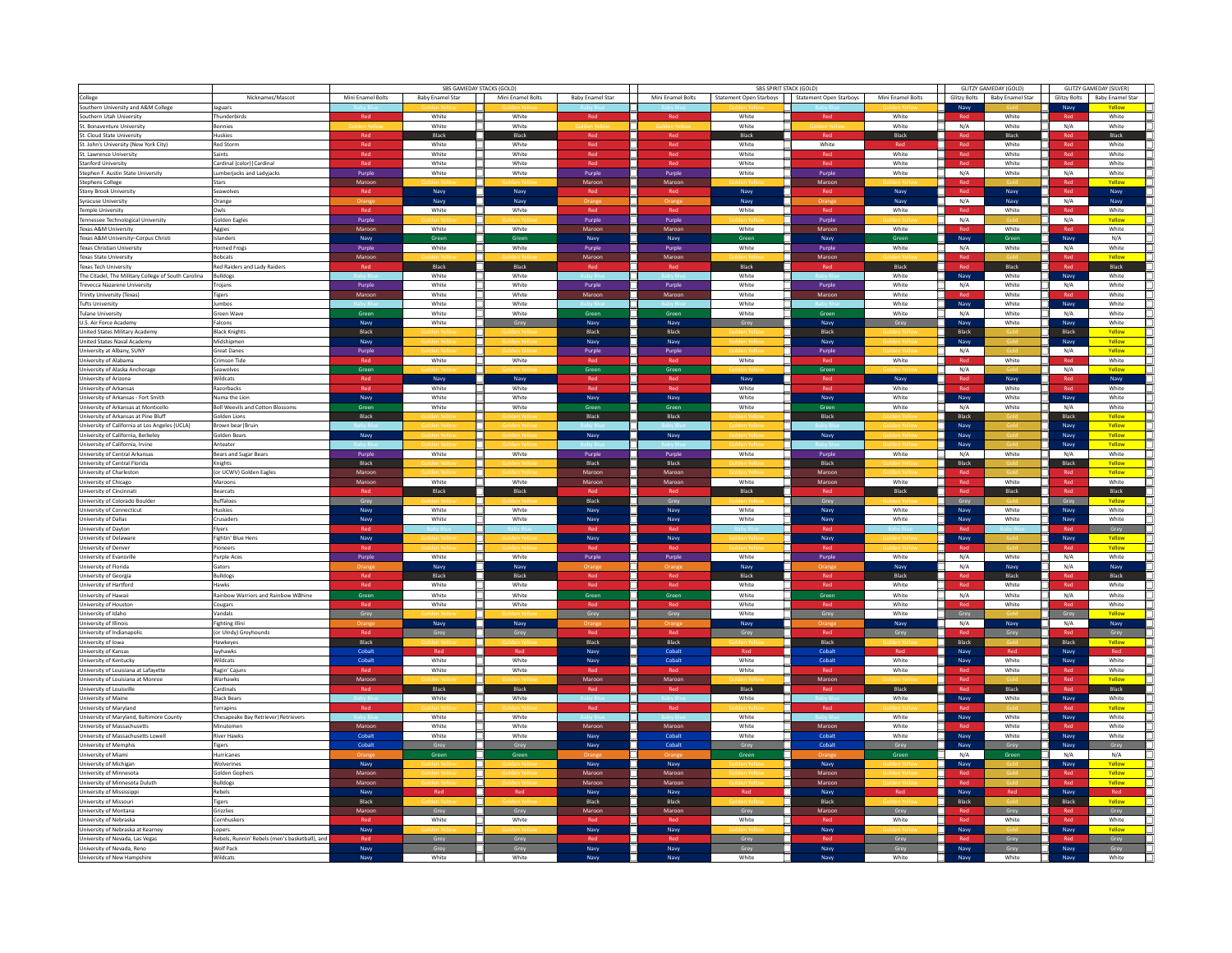| College | Nicknames/Mascot | SBS GAMEDAY STACKS (GOLD) | | | | SBS SPIRIT STACK (GOLD) | | | | GLITZY GAMEDAY (GOLD) | | GLITZY GAMEDAY (SILVER) | |
|---|---|---|---|---|---|---|---|---|---|---|---|---|---|
| | | Mini Enamel Bolts | Baby Enamel Star | Mini Enamel Bolts | Baby Enamel Star | Mini Enamel Bolts | Statement Open Starboys | Statement Open Starboys | Mini Enamel Bolts | Glitzy Bolts | Baby Enamel Star | Glitzy Bolts | Baby Enamel Star |
| Southern University and A&M College | Jaguars | Baby Blue | Golden Yellow | Golden Yellow | Baby Blue | Baby Blue | Golden Yellow | Baby Blue | Golden Yellow | Navy | Gold | Navy | Yellow |
| Southern Utah University | Thunderbirds | Red | White | White | Red | Red | White | Red | White | Red | White | Red | White |
| St. Bonaventure University | Bonnies | Golden Yellow | White | White | Golden Yellow | Golden Yellow | White | Golden Yellow | White | N/A | White | N/A | White |
| St. Cloud State University | Huskies | Red | Black | Black | Red | Red | Black | Red | Black | Red | Black | Red | Black |
| St. John's University (New York City) | Red Storm | Red | White | White | Red | Red | White | White | Red | Red | White | Red | White |
| St. Lawrence University | Saints | Red | White | White | Red | Red | White | Red | White | Red | White | Red | White |
| Stanford University | Cardinal (color)\|Cardinal | Red | White | White | Red | Red | White | Red | White | Red | White | Red | White |
| Stephen F. Austin State University | Lumberjacks and Ladyjacks | Purple | White | White | Purple | Purple | White | Purple | White | N/A | White | N/A | White |
| Stephens College | Stars | Maroon | Golden Yellow | Golden Yellow | Maroon | Maroon | Golden Yellow | Maroon | Golden Yellow | Red | Gold | Red | Yellow |
| Stony Brook University | Seawolves | Red | Navy | Navy | Red | Red | Navy | Red | Navy | Red | Navy | Red | Navy |
| Syracuse University | Orange | Orange | Navy | Navy | Orange | Orange | Navy | Orange | Navy | N/A | Navy | N/A | Navy |
| Temple University | Owls | Red | White | White | Red | Red | White | Red | White | Red | White | Red | White |
| Tennessee Technological University | Golden Eagles | Purple | Golden Yellow | Golden Yellow | Purple | Purple | Golden Yellow | Purple | Golden Yellow | N/A | Gold | N/A | Yellow |
| Texas A&M University | Aggies | Maroon | White | White | Maroon | Maroon | White | Maroon | White | Red | White | Red | White |
| Texas A&M University–Corpus Christi | Islanders | Navy | Green | Green | Navy | Navy | Green | Navy | Green | Navy | Green | Navy | N/A |
| Texas Christian University | Horned Frogs | Purple | White | White | Purple | Purple | White | Purple | White | N/A | White | N/A | White |
| Texas State University | Bobcats | Maroon | Golden Yellow | Golden Yellow | Maroon | Maroon | Golden Yellow | Maroon | Golden Yellow | Red | Gold | Red | Yellow |
| Texas Tech University | Red Raiders and Lady Raiders | Red | Black | Black | Red | Red | Black | Red | Black | Red | Black | Red | Black |
| The Citadel, The Military College of South Carolina | Bulldogs | Baby Blue | White | White | Baby Blue | Baby Blue | White | Baby Blue | White | Navy | White | Navy | White |
| Trevecca Nazarene University | Trojans | Purple | White | White | Purple | Purple | White | Purple | White | N/A | White | N/A | White |
| Trinity University (Texas) | Tigers | Maroon | White | White | Maroon | Maroon | White | Maroon | White | Red | White | Red | White |
| Tufts University | Jumbos | Baby Blue | White | White | Baby Blue | Baby Blue | White | Baby Blue | White | Navy | White | Navy | White |
| Tulane University | Green Wave | Green | White | White | Green | Green | White | Green | White | N/A | White | N/A | White |
| U.S. Air Force Academy | Falcons | Navy | White | Grey | Navy | Navy | Grey | Navy | Grey | Navy | White | Navy | White |
| United States Military Academy | Black Knights | Black | Golden Yellow | Golden Yellow | Black | Black | Golden Yellow | Black | Golden Yellow | Black | Gold | Black | Yellow |
| United States Naval Academy | Midshipmen | Navy | Golden Yellow | Golden Yellow | Navy | Navy | Golden Yellow | Navy | Golden Yellow | Navy | Gold | Navy | Yellow |
| University at Albany, SUNY | Great Danes | Purple | Golden Yellow | Golden Yellow | Purple | Purple | Golden Yellow | Purple | Golden Yellow | N/A | Gold | N/A | Yellow |
| University of Alabama | Crimson Tide | Red | White | White | Red | Red | White | Red | White | Red | White | Red | White |
| University of Alaska Anchorage | Seawolves | Green | Golden Yellow | Golden Yellow | Green | Green | Golden Yellow | Green | Golden Yellow | N/A | Gold | N/A | Yellow |
| University of Arizona | Wildcats | Red | Navy | Navy | Red | Red | Navy | Red | Navy | Red | Navy | Red | Navy |
| University of Arkansas | Razorbacks | Red | White | White | Red | Red | White | Red | White | Red | White | Red | White |
| University of Arkansas - Fort Smith | Numa the Lion | Navy | White | White | Navy | Navy | White | Navy | White | Navy | White | Navy | White |
| University of Arkansas at Monticello | Boll Weevils and Cotton Blossoms | Green | White | White | Green | Green | White | Green | White | N/A | White | N/A | White |
| University of Arkansas at Pine Bluff | Golden Lions | Black | Golden Yellow | Golden Yellow | Black | Black | Golden Yellow | Black | Golden Yellow | Black | Gold | Black | Yellow |
| University of California at Los Angeles (UCLA) | Brown bear\|Bruin | Baby Blue | Golden Yellow | Golden Yellow | Baby Blue | Baby Blue | Golden Yellow | Baby Blue | Golden Yellow | Navy | Gold | Navy | Yellow |
| University of California, Berkeley | Golden Bears | Navy | Golden Yellow | Golden Yellow | Navy | Navy | Golden Yellow | Navy | Golden Yellow | Navy | Gold | Navy | Yellow |
| University of California, Irvine | Anteater | Baby Blue | Golden Yellow | Golden Yellow | Baby Blue | Baby Blue | Golden Yellow | Baby Blue | Golden Yellow | Navy | Gold | Navy | Yellow |
| University of Central Arkansas | Bears and Sugar Bears | Purple | White | White | Purple | Purple | White | Purple | White | N/A | White | N/A | White |
| University of Central Florida | Knights | Black | Golden Yellow | Golden Yellow | Black | Black | Golden Yellow | Black | Golden Yellow | Black | Gold | Black | Yellow |
| University of Charleston | (or UCWV) Golden Eagles | Maroon | Golden Yellow | Golden Yellow | Maroon | Maroon | Golden Yellow | Maroon | Golden Yellow | Red | Gold | Red | Yellow |
| University of Chicago | Maroons | Maroon | White | White | Maroon | Maroon | White | Maroon | White | Red | White | Red | White |
| University of Cincinnati | Bearcats | Red | Black | Black | Red | Red | Black | Red | Black | Red | Black | Red | Black |
| University of Colorado Boulder | Buffaloes | Grey | Golden Yellow | Golden Yellow | Black | Grey | Golden Yellow | Grey | Golden Yellow | Grey | Gold | Grey | Yellow |
| University of Connecticut | Huskies | Navy | White | White | Navy | Navy | White | Navy | White | Navy | White | Navy | White |
| University of Dallas | Crusaders | Navy | White | White | Navy | Navy | White | Navy | White | Navy | White | Navy | White |
| University of Dayton | Flyers | Red | Baby Blue | Baby Blue | Red | Red | Baby Blue | Red | Baby Blue | Red | Baby Blue | Red | Grey |
| University of Delaware | Fightin' Blue Hens | Navy | Golden Yellow | Golden Yellow | Navy | Navy | Golden Yellow | Navy | Golden Yellow | Navy | Gold | Navy | Yellow |
| University of Denver | Pioneers | Red | Golden Yellow | Golden Yellow | Red | Red | Golden Yellow | Red | Golden Yellow | Red | Gold | Red | Yellow |
| University of Evansville | Purple Aces | Purple | White | White | Purple | Purple | White | Purple | White | N/A | White | N/A | White |
| University of Florida | Gators | Orange | Navy | Navy | Orange | Orange | Navy | Orange | Navy | N/A | Navy | N/A | Navy |
| University of Georgia | Bulldogs | Red | Black | Black | Red | Red | Black | Red | Black | Red | Black | Red | Black |
| University of Hartford | Hawks | Red | White | White | Red | Red | White | Red | White | Red | White | Red | White |
| University of Hawaii | Rainbow Warriors and Rainbow Wâhine | Green | White | White | Green | Green | White | Green | White | N/A | White | N/A | White |
| University of Houston | Cougars | Red | White | White | Red | Red | White | Red | White | Red | White | Red | White |
| University of Idaho | Vandals | Grey | Golden Yellow | Golden Yellow | Grey | Grey | White | Grey | White | Grey | Gold | Grey | Yellow |
| University of Illinois | Fighting Illini | Orange | Navy | Navy | Orange | Orange | Navy | Orange | Navy | N/A | Navy | N/A | Navy |
| University of Indianapolis | (or UIndy) Greyhounds | Red | Grey | Grey | Red | Red | Grey | Red | Grey | Red | Grey | Red | Grey |
| University of Iowa | Hawkeyes | Black | Golden Yellow | Golden Yellow | Black | Black | Golden Yellow | Black | Golden Yellow | Black | Gold | Black | Yellow |
| University of Kansas | Jayhawks | Cobalt | Red | Red | Navy | Cobalt | Red | Cobalt | Red | Navy | Red | Navy | Red |
| University of Kentucky | Wildcats | Cobalt | White | White | Navy | Cobalt | White | Cobalt | White | Navy | White | Navy | White |
| University of Louisiana at Lafayette | Ragin' Cajuns | Red | White | White | Red | Red | White | Red | White | Red | White | Red | White |
| University of Louisiana at Monroe | Warhawks | Maroon | Golden Yellow | Golden Yellow | Maroon | Maroon | Golden Yellow | Maroon | Golden Yellow | Red | Gold | Red | Yellow |
| University of Louisville | Cardinals | Red | Black | Black | Red | Red | Black | Red | Black | Red | Black | Red | Black |
| University of Maine | Black Bears | Baby Blue | White | White | Baby Blue | Baby Blue | White | Baby Blue | White | Navy | White | Navy | White |
| University of Maryland | Terrapins | Red | Golden Yellow | Golden Yellow | Red | Red | Golden Yellow | Red | Golden Yellow | Red | Gold | Red | Yellow |
| University of Maryland, Baltimore County | Chesapeake Bay Retriever\|Retrievers | Baby Blue | White | White | Baby Blue | Baby Blue | White | Baby Blue | White | Navy | White | Navy | White |
| University of Massachusetts | Minutemen | Maroon | White | White | Maroon | Maroon | White | Maroon | White | Red | White | Red | White |
| University of Massachusetts Lowell | River Hawks | Cobalt | White | White | Navy | Cobalt | White | Cobalt | White | Navy | White | Navy | White |
| University of Memphis | Tigers | Cobalt | Grey | Grey | Navy | Cobalt | Grey | Cobalt | Grey | Navy | Grey | Navy | Grey |
| University of Miami | Hurricanes | Orange | Green | Green | Orange | Orange | Green | Orange | Green | N/A | Green | N/A | N/A |
| University of Michigan | Wolverines | Navy | Golden Yellow | Golden Yellow | Navy | Navy | Golden Yellow | Navy | Golden Yellow | Navy | Gold | Navy | Yellow |
| University of Minnesota | Golden Gophers | Maroon | Golden Yellow | Golden Yellow | Maroon | Maroon | Golden Yellow | Maroon | Golden Yellow | Red | Gold | Red | Yellow |
| University of Minnesota Duluth | Bulldogs | Maroon | Golden Yellow | Golden Yellow | Maroon | Maroon | Golden Yellow | Maroon | Golden Yellow | Red | Gold | Red | Yellow |
| University of Mississippi | Rebels | Navy | Red | Red | Navy | Navy | Red | Navy | Red | Navy | Red | Navy | Red |
| University of Missouri | Tigers | Black | Golden Yellow | Golden Yellow | Black | Black | Golden Yellow | Black | Golden Yellow | Black | Gold | Black | Yellow |
| University of Montana | Grizzlies | Maroon | Grey | Grey | Maroon | Maroon | Grey | Maroon | Grey | Red | Grey | Red | Grey |
| University of Nebraska | Cornhuskers | Red | White | White | Red | Red | White | Red | White | Red | White | Red | White |
| University of Nebraska at Kearney | Lopers | Navy | Golden Yellow | Golden Yellow | Navy | Navy | Golden Yellow | Navy | Golden Yellow | Navy | Gold | Navy | Yellow |
| University of Nevada, Las Vegas | Rebels, Runnin' Rebels (men's basketball), and | Red | Grey | Grey | Red | Red | Grey | Red | Grey | Red | Grey | Red | Grey |
| University of Nevada, Reno | Wolf Pack | Navy | Grey | Grey | Navy | Navy | Grey | Navy | Grey | Navy | Grey | Navy | Grey |
| University of New Hampshire | Wildcats | Navy | White | White | Navy | Navy | White | Navy | White | Navy | White | Navy | White |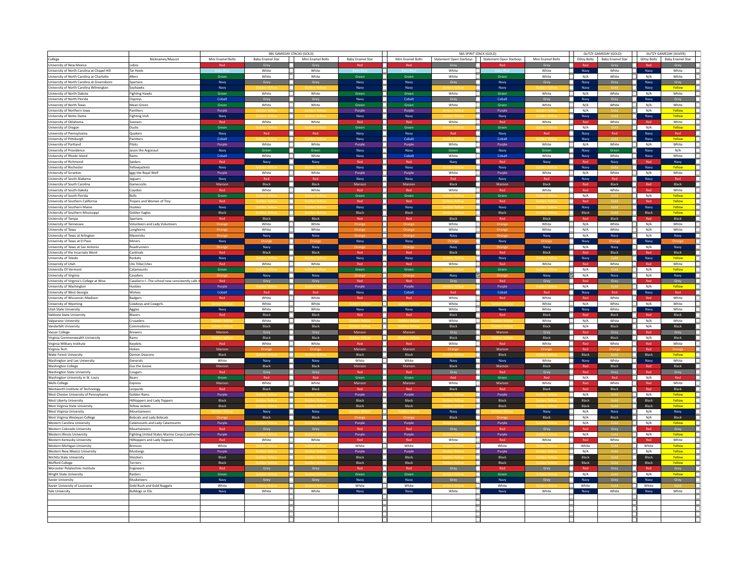| College | Nicknames/Mascot | SBS GAMEDAY STACKS (GOLD) | | | | SBS SPIRIT STACK (GOLD) | | | | GLITZY GAMEDAY (GOLD) | | GLITZY GAMEDAY (SILVER) | |
|---|---|---|---|---|---|---|---|---|---|---|---|---|---|
| | | Mini Enamel Bolts | Baby Enamel Star | Mini Enamel Bolts | Baby Enamel Star | Mini Enamel Bolts | Statement Open Starboys | Statement Open Starboys | Mini Enamel Bolts | Glitzy Bolts | Baby Enamel Star | Glitzy Bolts | Baby Enamel Star |
| University of New Mexico | Lobos | Red | Grey | Grey | Red | Red | Grey | Red | Grey | Red | Grey | Red | Grey |
| University of North Carolina at Chapel Hill | Tar Heels | Baby Blue | White | White | Baby Blue | Baby Blue | White | Baby Blue | White | Navy | White | Navy | White |
| University of North Carolina at Charlotte | 49ers | Green | White | White | Green | Green | White | Green | White | N/A | White | N/A | White |
| University of North Carolina at Greensboro | Spartans | Navy | Grey | Grey | Navy | Navy | Grey | Navy | Grey | Navy | Grey | Navy | Grey |
| University of North Carolina Wilmington | Seahawks | Navy | Golden Yellow | Golden Yellow | Navy | Navy | Golden Yellow | Navy | Golden Yellow | Navy | Gold | Navy | Yellow |
| University of North Dakota | Fighting Hawks | Green | White | White | Green | Green | White | Green | White | N/A | White | N/A | White |
| University of North Florida | Ospreys | Cobalt | Grey | Grey | Navy | Cobalt | Grey | Cobalt | Grey | Navy | Grey | Navy | Grey |
| University of North Texas | Mean Green | Green | White | White | Green | Green | White | Green | White | N/A | White | N/A | White |
| University of Northern Iowa | Panthers | Purple | Golden Yellow | Golden Yellow | Purple | Purple | Golden Yellow | Purple | Golden Yellow | N/A | Gold | N/A | Yellow |
| University of Notre Dame | Fighting Irish | Navy | Golden Yellow | Golden Yellow | Navy | Navy | Golden Yellow | Navy | Golden Yellow | Navy | Gold | Navy | Yellow |
| University of Oklahoma | Sooners | Red | White | White | Red | Red | White | Red | White | Red | White | Red | White |
| University of Oregon | Ducks | Green | Golden Yellow | Golden Yellow | Green | Green | Golden Yellow | Green | Golden Yellow | N/A | Gold | N/A | Yellow |
| University of Pennsylvania | Quakers | Navy | Red | Red | Navy | Navy | Red | Navy | Red | Navy | Red | Navy | Red |
| University of Pittsburgh | Panthers | Cobalt | Golden Yellow | Golden Yellow | Navy | Cobalt | Golden Yellow | Cobalt | Golden Yellow | Navy | Gold | Navy | Yellow |
| University of Portland | Pilots | Purple | White | White | Purple | Purple | White | Purple | White | N/A | White | N/A | White |
| University of Providence | Jason the Argonaut | Navy | Green | Green | Navy | Navy | Green | Navy | Green | Navy | Green | Navy | N/A |
| University of Rhode Island | Rams | Cobalt | White | White | Navy | Cobalt | White | Cobalt | White | Navy | White | Navy | White |
| University of Richmond | Spiders | Red | Navy | Navy | Red | Red | Navy | Red | Navy | Red | Navy | Red | Navy |
| University of Rochester | Yellowjackets | Navy | Golden Yellow | Golden Yellow | Navy | Navy | Golden Yellow | Navy | Golden Yellow | Navy | Gold | Navy | Yellow |
| University of Scranton | Iggy the Royal Wolf | Purple | White | White | Purple | Purple | White | Purple | White | N/A | White | N/A | White |
| University of South Alabama | Jaguars | Navy | Red | Red | Navy | Navy | Red | Navy | Red | Navy | Red | Navy | Red |
| University of South Carolina | Gamecocks | Maroon | Black | Black | Maroon | Maroon | Black | Maroon | Black | Red | Black | Red | Black |
| University of South Dakota | Coyotes | Red | White | White | Red | Red | White | Red | White | Red | White | Red | White |
| University of South Florida | Bulls | Green | Golden Yellow | Golden Yellow | Green | Green | Golden Yellow | Green | Golden Yellow | N/A | Gold | N/A | Yellow |
| University of Southern California | Trojans and Women of Troy | Red | Golden Yellow | Golden Yellow | Red | Red | Golden Yellow | Red | Golden Yellow | Red | Gold | Red | Yellow |
| University of Southern Maine | Huskies | Navy | Golden Yellow | Golden Yellow | Navy | Navy | Golden Yellow | Navy | Golden Yellow | Navy | Gold | Navy | Yellow |
| University of Southern Mississippi | Golden Eagles | Black | Golden Yellow | Golden Yellow | Black | Black | Golden Yellow | Black | Golden Yellow | Black | Gold | Black | Yellow |
| University of Tampa | Spartans | Red | Black | Black | Red | Red | Black | Red | Black | Red | Black | Red | Black |
| University of Tennessee | Volunteers and Lady Volunteers | Orange | White | White | Orange | Orange | White | Orange | White | N/A | White | N/A | White |
| University of Texas | Longhorns | Orange | White | White | Orange | Orange | White | Orange | White | N/A | White | N/A | White |
| University of Texas at Arlington | Mavericks | Orange | Navy | Navy | Orange | Orange | Navy | Orange | Navy | N/A | Navy | N/A | Navy |
| University of Texas at El Paso | Miners | Navy | Orange | Orange | Navy | Navy | Orange | Navy | Orange | Navy | Orange | Navy | Orange |
| University of Texas at San Antonio | Roadrunners | Orange | Navy | Navy | Orange | Orange | Navy | Orange | Navy | N/A | Navy | N/A | Navy |
| University of the Incarnate Word | Cardinals | Red | Black | Black | Red | Red | Black | Red | Black | Red | Black | Red | Black |
| University of Toledo | Rockets | Navy | Golden Yellow | Golden Yellow | Navy | Navy | Golden Yellow | Navy | Golden Yellow | Navy | Gold | Navy | Yellow |
| University of Utah | Ute Tribe\|Utes | Red | White | White | Red | Red | White | Red | White | Red | White | Red | White |
| University Of Vermont | Catamounts | Green | Golden Yellow | Golden Yellow | Green | Green | Golden Yellow | Green | Golden Yellow | N/A | Gold | N/A | Yellow |
| University of Virginia | Cavaliers | Orange | Navy | Navy | Orange | Orange | Navy | Orange | Navy | N/A | Navy | N/A | Navy |
| University of Virginia's College at Wise | Cavaliers<!--The school now consistently calls i | Red | Grey | Grey | Red | Red | Grey | Red | Grey | Red | Grey | Red | Grey |
| University of Washington | Huskies | Purple | Golden Yellow | Golden Yellow | Purple | Purple | Golden Yellow | Purple | Golden Yellow | N/A | Gold | N/A | Yellow |
| University of West Georgia | Wolves | Cobalt | Red | Red | Navy | Cobalt | Red | Cobalt | Red | Navy | Red | Navy | Red |
| University of Wisconsin–Madison | Badgers | Red | White | White | Red | Red | White | Red | White | Red | White | Red | White |
| University of Wyoming | Cowboys and Cowgirls | Golden Yellow | White | White | Golden Yellow | Golden Yellow | White | Golden Yellow | White | N/A | White | N/A | White |
| Utah State University | Aggies | Navy | White | White | Navy | Navy | White | Navy | White | Navy | White | Navy | White |
| Valdosta State University | Blazers | Red | Black | Black | Red | Red | Black | Red | Black | Red | Black | Red | Black |
| Valparaiso University | Crusaders | Golden Yellow | White | White | Golden Yellow | Golden Yellow | White | Golden Yellow | White | N/A | White | N/A | White |
| Vanderbilt University | Commodores | Golden Yellow | Black | Black | Golden Yellow | Golden Yellow | Black | Golden Yellow | Black | N/A | Black | N/A | Black |
| Vassar College | Brewers | Maroon | Grey | Grey | Maroon | Maroon | Grey | Maroon | Grey | Red | Grey | Red | Grey |
| Virginia Commonwealth University | Rams | Golden Yellow | Black | Black | Golden Yellow | Golden Yellow | Black | Golden Yellow | Black | N/A | Black | N/A | Black |
| Virginia Military Institute | Keydets | Red | White | White | Red | Red | White | Red | White | Red | White | Red | White |
| Virginia Tech | Hokies | Maroon | Orange | Orange | Maroon | Maroon | Orange | Maroon | Orange | Red | Orange | Red | Orange |
| Wake Forest University | Demon Deacons | Black | Golden Yellow | Golden Yellow | Black | Black | Golden Yellow | Black | Golden Yellow | Black | Gold | Black | Yellow |
| Washington and Lee University | Generals | White | Navy | Navy | White | White | Navy | Navy | White | Navy | White | Navy | White |
| Washington College | Gus the Goose | Maroon | Black | Black | Maroon | Maroon | Black | Maroon | Black | Red | Black | Red | Black |
| Washington State University | Cougars | Red | Grey | Grey | Red | Red | Grey | Red | Grey | Red | Grey | Red | Grey |
| Washington University in St. Louis | Bears | Green | Red | Red | Green | Green | Red | Green | Red | N/A | Red | N/A | Red |
| Wells College | Express | Maroon | White | White | Maroon | Maroon | White | Maroon | White | Red | White | Red | White |
| Wentworth Institute of Technology | Leopards | Red | Black | Black | Red | Red | Black | Red | Black | Red | Black | Red | Black |
| West Chester University of Pennsylvania | Golden Rams | Purple | Golden Yellow | Golden Yellow | Purple | Purple | Golden Yellow | Purple | Golden Yellow | N/A | Gold | N/A | Yellow |
| West Liberty University | Hilltoppers and Lady Toppers | Black | Golden Yellow | Golden Yellow | Black | Black | Golden Yellow | Black | Golden Yellow | Black | Gold | Black | Yellow |
| West Virginia State University | Yellow Jackets | Black | Golden Yellow | Golden Yellow | Black | Black | Golden Yellow | Black | Golden Yellow | Black | Gold | Black | Yellow |
| West Virginia University | Mountaineers | Golden Yellow | Navy | Navy | Golden Yellow | Golden Yellow | Navy | Golden Yellow | Navy | N/A | Navy | N/A | Navy |
| West Virginia Wesleyan College | Bobcats and Lady Bobcats | Orange | Black | Black | Orange | Orange | Black | Orange | Black | N/A | Black | N/A | Black |
| Western Carolina University | Catamounts and Lady Catamounts | Purple | Golden Yellow | Golden Yellow | Purple | Purple | Golden Yellow | Purple | Golden Yellow | N/A | Gold | N/A | Yellow |
| Western Colorado University | Mountaineers | Red | Grey | Grey | Red | Red | Grey | Red | Grey | Red | Grey | Red | Grey |
| Western Illinois University | Fighting United States Marine Corps\|Leatherne | Purple | Golden Yellow | Golden Yellow | Purple | Purple | Golden Yellow | Purple | Golden Yellow | N/A | Gold | N/A | Yellow |
| Western Kentucky University | Hilltoppers and Lady Toppers | Red | White | White | Red | Red | White | Red | White | Red | White | Red | White |
| Western Michigan University | Broncos | White | Golden Yellow | Golden Yellow | White | White | Golden Yellow | White | Golden Yellow | White | Gold | White | Yellow |
| Western New Mexico University | Mustangs | Purple | Golden Yellow | Golden Yellow | Purple | Purple | Golden Yellow | Purple | Golden Yellow | N/A | Gold | N/A | Yellow |
| Wichita State University | Shockers | Black | Golden Yellow | Golden Yellow | Black | Black | Golden Yellow | Black | Golden Yellow | Black | Gold | Black | Yellow |
| Wofford College | Terriers | Black | Golden Yellow | Golden Yellow | Black | Black | Golden Yellow | Black | Golden Yellow | Black | Gold | Black | Yellow |
| Worcester Polytechnic Institute | Engineers | Red | Grey | Grey | Red | Red | Grey | Red | Grey | Red | Grey | Red | Grey |
| Wright State University | Raiders | Green | Golden Yellow | Golden Yellow | Green | Green | Golden Yellow | Green | Golden Yellow | N/A | Gold | N/A | Yellow |
| Xavier University | Musketeers | Navy | Grey | Grey | Navy | Navy | Grey | Navy | Grey | Navy | Grey | Navy | Grey |
| Xavier University of Louisiana | Gold Rush and Gold Nuggets | White | Golden Yellow | Golden Yellow | White | White | Golden Yellow | White | Golden Yellow | White | Gold | White | Gold |
| Yale University | Bulldogs or Elis | Navy | White | White | Navy | Navy | White | Navy | White | Navy | White | Navy | White |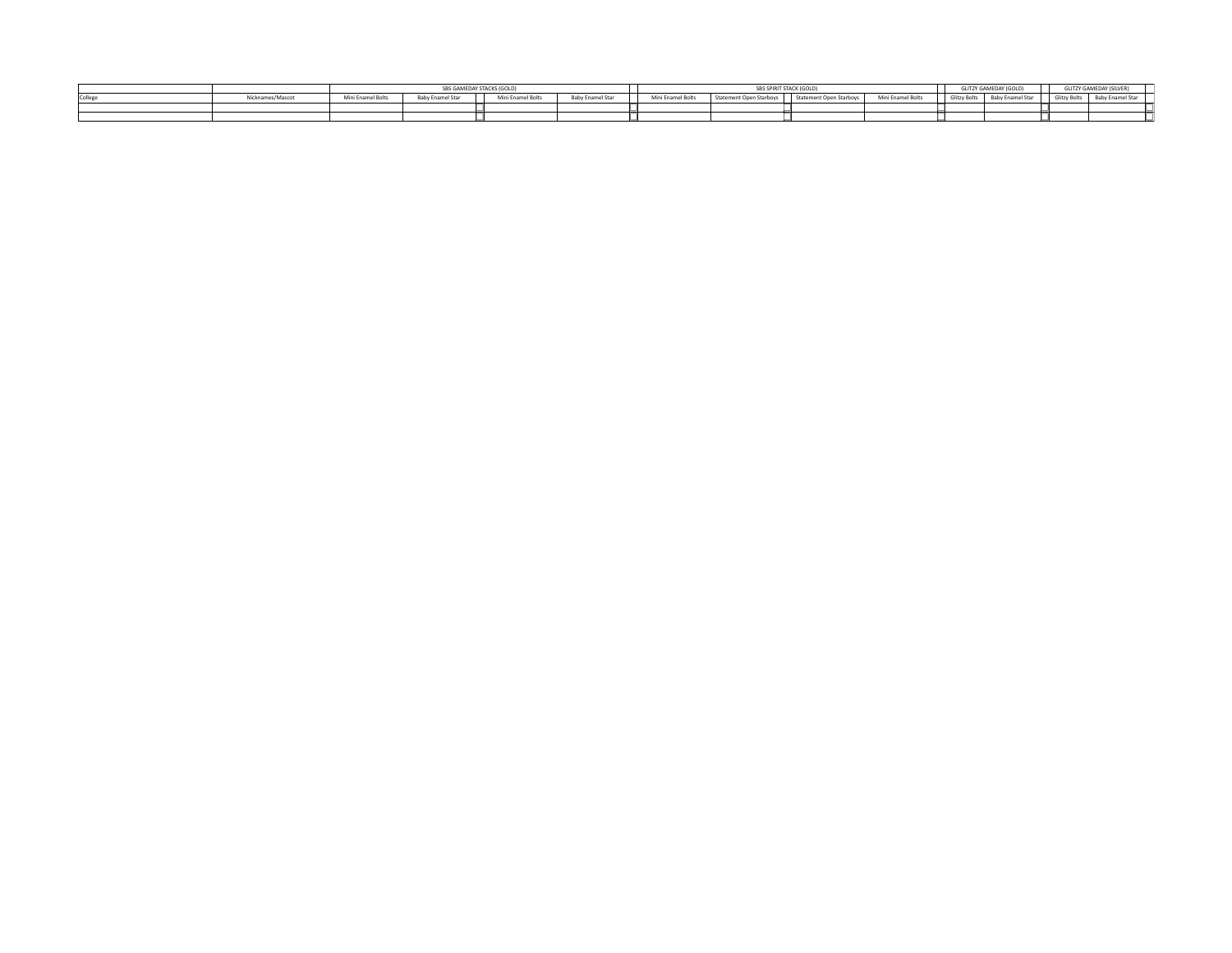| | | SBS GAMEDAY STACKS (GOLD) | | | | | | SBS SPIRIT STACK (GOLD) | | | | | | GLITZY GAMEDAY (GOLD) | | | GLITZY GAMEDAY (SILVER) | | |
|---|---|---|---|---|---|---|---|---|---|---|---|---|---|---|---|---|---|---|---|
| College | Nicknames/Mascot | Mini Enamel Bolts | Baby Enamel Star | | Mini Enamel Bolts | Baby Enamel Star | | Mini Enamel Bolts | Statement Open Starboys | | Statement Open Starboys | Mini Enamel Bolts | | Glitzy Bolts | Baby Enamel Star | | Glitzy Bolts | Baby Enamel Star | |
| | | | | ☐ | | | ☐ | | | ☐ | | | ☐ | | | ☐ | | | ☐ |
| | | | | ☐ | | | ☐ | | | ☐ | | | ☐ | | | ☐ | | | ☐ |